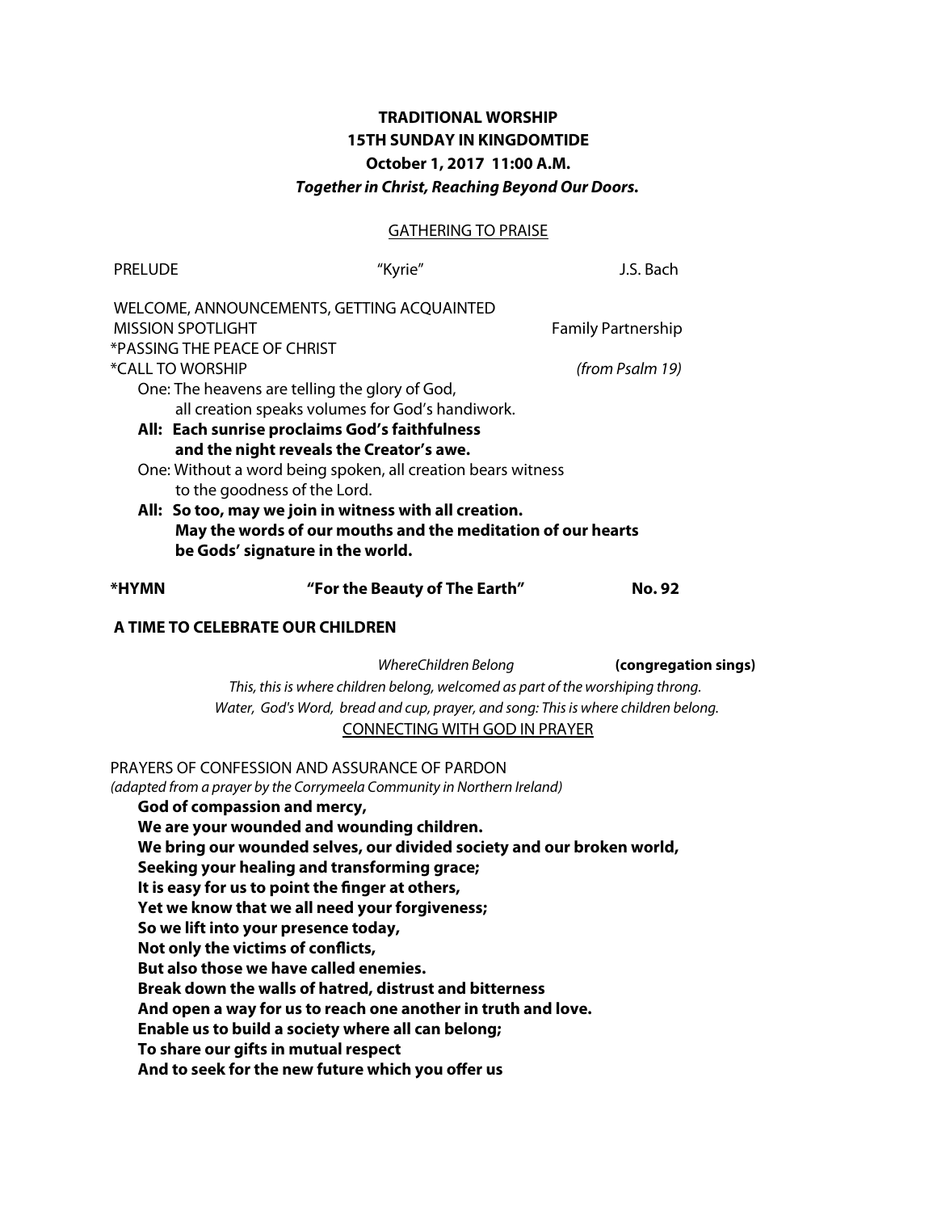**TRADITIONAL WORSHIP**
**15TH SUNDAY IN KINGDOMTIDE**
**October 1, 2017 11:00 A.M.**
***Together in Christ, Reaching Beyond Our Doors.***

GATHERING TO PRAISE

PRELUDE "Kyrie" J.S. Bach

WELCOME, ANNOUNCEMENTS, GETTING ACQUAINTED
MISSION SPOTLIGHT Family Partnership
*PASSING THE PEACE OF CHRIST
*CALL TO WORSHIP *(from Psalm 19)*

One: The heavens are telling the glory of God,
all creation speaks volumes for God's handiwork.

**All: Each sunrise proclaims God's faithfulness**
**and the night reveals the Creator's awe.**

One: Without a word being spoken, all creation bears witness
to the goodness of the Lord.

**All: So too, may we join in witness with all creation.**
**May the words of our mouths and the meditation of our hearts**
**be Gods' signature in the world.**

**\*HYMN "For the Beauty of The Earth" No. 92**

**A TIME TO CELEBRATE OUR CHILDREN**

*WhereChildren Belong* **(congregation sings)**

*This, this is where children belong, welcomed as part of the worshiping throng.*
*Water, God's Word, bread and cup, prayer, and song: This is where children belong.*

CONNECTING WITH GOD IN PRAYER

PRAYERS OF CONFESSION AND ASSURANCE OF PARDON
*(adapted from a prayer by the Corrymeela Community in Northern Ireland)*

**God of compassion and mercy,**
**We are your wounded and wounding children.**
**We bring our wounded selves, our divided society and our broken world,**
**Seeking your healing and transforming grace;**
**It is easy for us to point the finger at others,**
**Yet we know that we all need your forgiveness;**
**So we lift into your presence today,**
**Not only the victims of conflicts,**
**But also those we have called enemies.**
**Break down the walls of hatred, distrust and bitterness**
**And open a way for us to reach one another in truth and love.**
**Enable us to build a society where all can belong;**
**To share our gifts in mutual respect**
**And to seek for the new future which you offer us**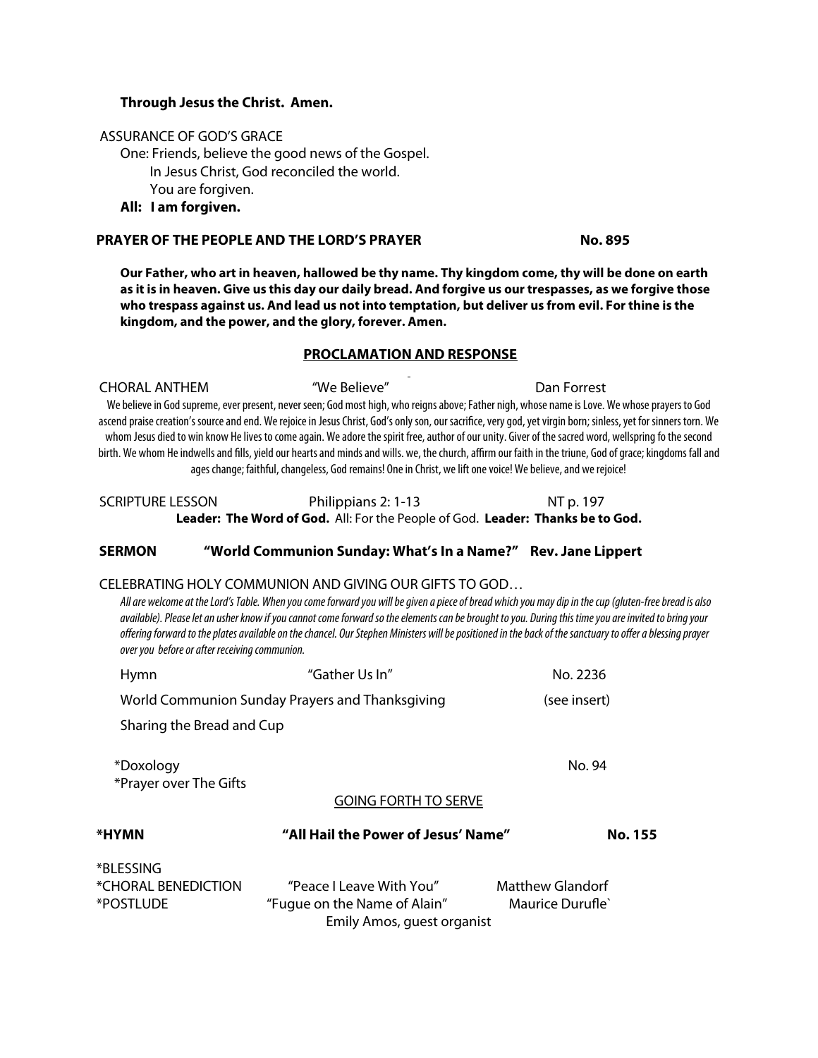**Through Jesus the Christ. Amen.**

ASSURANCE OF GOD'S GRACE

One: Friends, believe the good news of the Gospel.
In Jesus Christ, God reconciled the world.
You are forgiven.

**All: I am forgiven.**

**PRAYER OF THE PEOPLE AND THE LORD'S PRAYER** **No. 895**

**Our Father, who art in heaven, hallowed be thy name. Thy kingdom come, thy will be done on earth as it is in heaven. Give us this day our daily bread. And forgive us our trespasses, as we forgive those who trespass against us. And lead us not into temptation, but deliver us from evil. For thine is the kingdom, and the power, and the glory, forever. Amen.**

## PROCLAMATION AND RESPONSE

CHORAL ANTHEM "We Believe" Dan Forrest

We believe in God supreme, ever present, never seen; God most high, who reigns above; Father nigh, whose name is Love. We whose prayers to God ascend praise creation's source and end. We rejoice in Jesus Christ, God's only son, our sacrifice, very god, yet virgin born; sinless, yet for sinners torn. We whom Jesus died to win know He lives to come again. We adore the spirit free, author of our unity. Giver of the sacred word, wellspring fo the second birth. We whom He indwells and fills, yield our hearts and minds and wills. we, the church, affirm our faith in the triune, God of grace; kingdoms fall and ages change; faithful, changeless, God remains! One in Christ, we lift one voice! We believe, and we rejoice!

SCRIPTURE LESSON Philippians 2: 1-13 NT p. 197

**Leader: The Word of God.** All: For the People of God. **Leader: Thanks be to God.**

**SERMON "World Communion Sunday: What's In a Name?" Rev. Jane Lippert**

CELEBRATING HOLY COMMUNION AND GIVING OUR GIFTS TO GOD…

*All are welcome at the Lord's Table. When you come forward you will be given a piece of bread which you may dip in the cup (gluten-free bread is also available). Please let an usher know if you cannot come forward so the elements can be brought to you. During this time you are invited to bring your offering forward to the plates available on the chancel. Our Stephen Ministers will be positioned in the back of the sanctuary to offer a blessing prayer over you before or after receiving communion.*

Hymn "Gather Us In" No. 2236

World Communion Sunday Prayers and Thanksgiving (see insert)

Sharing the Bread and Cup

*Doxology No. 94

*Prayer over The Gifts

GOING FORTH TO SERVE

**\*HYMN "All Hail the Power of Jesus' Name" No. 155**

*BLESSING

*CHORAL BENEDICTION "Peace I Leave With You" Matthew Glandorf

*POSTLUDE "Fugue on the Name of Alain" Maurice Durufle`

Emily Amos, guest organist